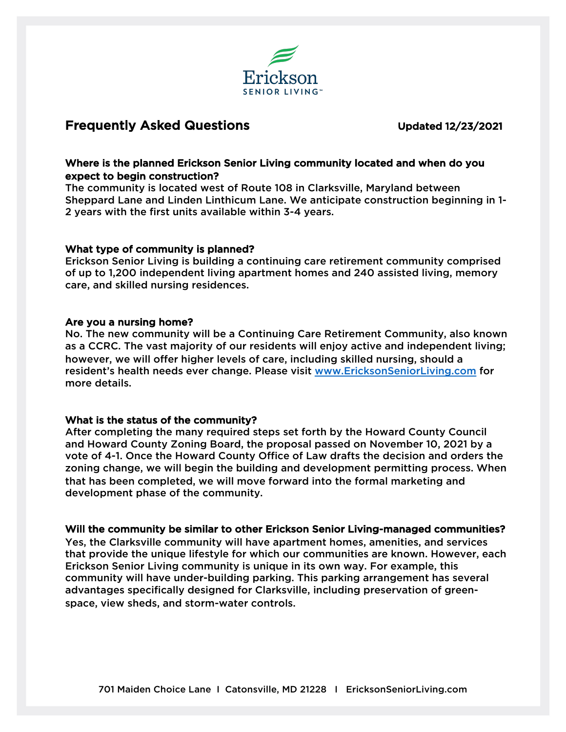Erickson
SENIOR LIVING™

# Frequently Asked Questions

**Updated 12/23/2021**

**Where is the planned Erickson Senior Living community located and when do you expect to begin construction?**

The community is located west of Route 108 in Clarksville, Maryland between Sheppard Lane and Linden Linthicum Lane. We anticipate construction beginning in 1-2 years with the first units available within 3-4 years.

**What type of community is planned?**

Erickson Senior Living is building a continuing care retirement community comprised of up to 1,200 independent living apartment homes and 240 assisted living, memory care, and skilled nursing residences.

**Are you a nursing home?**

No. The new community will be a Continuing Care Retirement Community, also known as a CCRC. The vast majority of our residents will enjoy active and independent living; however, we will offer higher levels of care, including skilled nursing, should a resident's health needs ever change. Please visit [www.EricksonSeniorLiving.com](http://www.EricksonSeniorLiving.com) for more details.

**What is the status of the community?**

After completing the many required steps set forth by the Howard County Council and Howard County Zoning Board, the proposal passed on November 10, 2021 by a vote of 4-1. Once the Howard County Office of Law drafts the decision and orders the zoning change, we will begin the building and development permitting process. When that has been completed, we will move forward into the formal marketing and development phase of the community.

**Will the community be similar to other Erickson Senior Living-managed communities?**

Yes, the Clarksville community will have apartment homes, amenities, and services that provide the unique lifestyle for which our communities are known. However, each Erickson Senior Living community is unique in its own way. For example, this community will have under-building parking. This parking arrangement has several advantages specifically designed for Clarksville, including preservation of green-space, view sheds, and storm-water controls.

701 Maiden Choice Lane | Catonsville, MD 21228 | EricksonSeniorLiving.com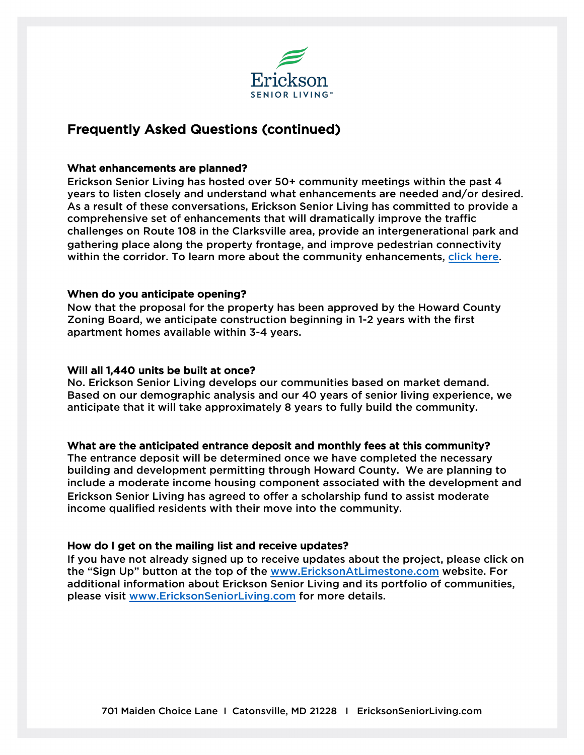## Frequently Asked Questions (continued)

**What enhancements are planned?**

Erickson Senior Living has hosted over 50+ community meetings within the past 4 years to listen closely and understand what enhancements are needed and/or desired. As a result of these conversations, Erickson Senior Living has committed to provide a comprehensive set of enhancements that will dramatically improve the traffic challenges on Route 108 in the Clarksville area, provide an intergenerational park and gathering place along the property frontage, and improve pedestrian connectivity within the corridor. To learn more about the community enhancements, click here.

**When do you anticipate opening?**

Now that the proposal for the property has been approved by the Howard County Zoning Board, we anticipate construction beginning in 1-2 years with the first apartment homes available within 3-4 years.

**Will all 1,440 units be built at once?**

No. Erickson Senior Living develops our communities based on market demand. Based on our demographic analysis and our 40 years of senior living experience, we anticipate that it will take approximately 8 years to fully build the community.

**What are the anticipated entrance deposit and monthly fees at this community?**

The entrance deposit will be determined once we have completed the necessary building and development permitting through Howard County. We are planning to include a moderate income housing component associated with the development and Erickson Senior Living has agreed to offer a scholarship fund to assist moderate income qualified residents with their move into the community.

**How do I get on the mailing list and receive updates?**

If you have not already signed up to receive updates about the project, please click on the "Sign Up" button at the top of the www.EricksonAtLimestone.com website. For additional information about Erickson Senior Living and its portfolio of communities, please visit www.EricksonSeniorLiving.com for more details.